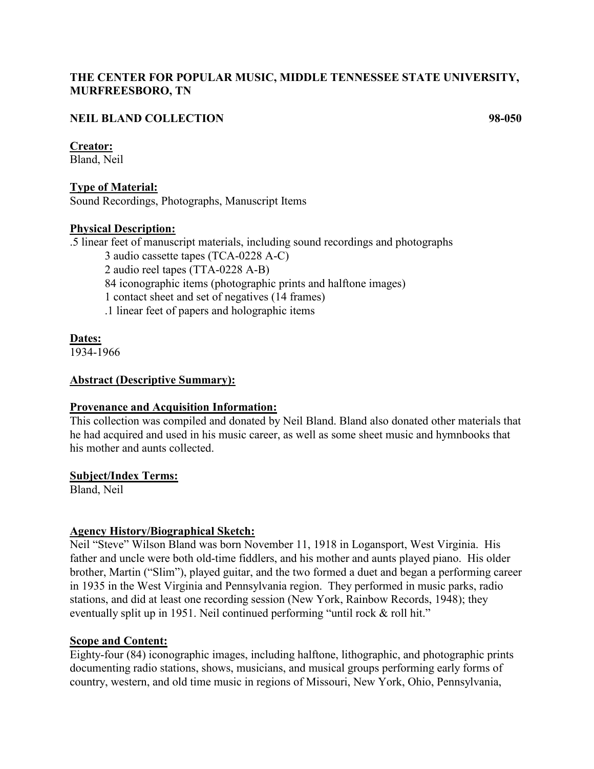**THE CENTER FOR POPULAR MUSIC, MIDDLE TENNESSEE STATE UNIVERSITY, MURFREESBORO, TN**

**NEIL BLAND COLLECTION** **98-050**

**Creator:**
Bland, Neil

**Type of Material:**
Sound Recordings, Photographs, Manuscript Items

**Physical Description:**
.5 linear feet of manuscript materials, including sound recordings and photographs

- 3 audio cassette tapes (TCA-0228 A-C)
- 2 audio reel tapes (TTA-0228 A-B)
- 84 iconographic items (photographic prints and halftone images)
- 1 contact sheet and set of negatives (14 frames)
- .1 linear feet of papers and holographic items

**Dates:**
1934-1966

**Abstract (Descriptive Summary):**

**Provenance and Acquisition Information:**
This collection was compiled and donated by Neil Bland. Bland also donated other materials that he had acquired and used in his music career, as well as some sheet music and hymnbooks that his mother and aunts collected.

**Subject/Index Terms:**
Bland, Neil

**Agency History/Biographical Sketch:**
Neil "Steve" Wilson Bland was born November 11, 1918 in Logansport, West Virginia. His father and uncle were both old-time fiddlers, and his mother and aunts played piano. His older brother, Martin ("Slim"), played guitar, and the two formed a duet and began a performing career in 1935 in the West Virginia and Pennsylvania region. They performed in music parks, radio stations, and did at least one recording session (New York, Rainbow Records, 1948); they eventually split up in 1951. Neil continued performing "until rock & roll hit."

**Scope and Content:**
Eighty-four (84) iconographic images, including halftone, lithographic, and photographic prints documenting radio stations, shows, musicians, and musical groups performing early forms of country, western, and old time music in regions of Missouri, New York, Ohio, Pennsylvania,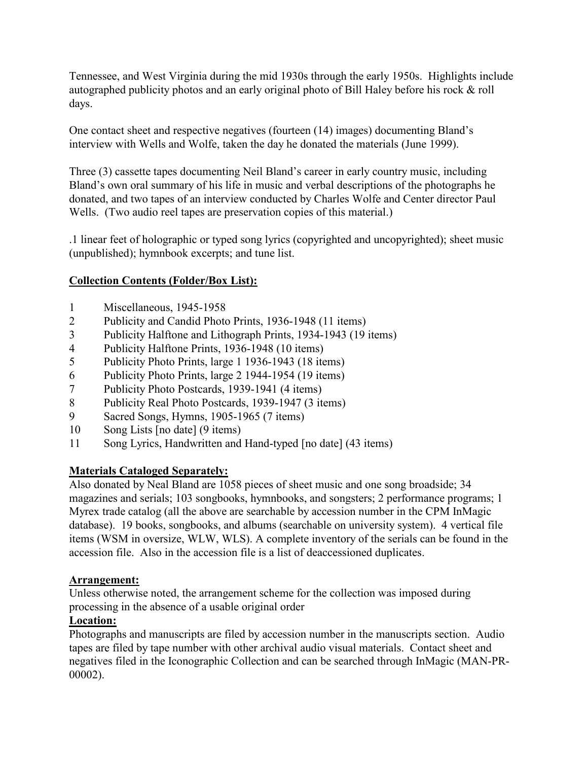Tennessee, and West Virginia during the mid 1930s through the early 1950s. Highlights include autographed publicity photos and an early original photo of Bill Haley before his rock & roll days.

One contact sheet and respective negatives (fourteen (14) images) documenting Bland's interview with Wells and Wolfe, taken the day he donated the materials (June 1999).

Three (3) cassette tapes documenting Neil Bland's career in early country music, including Bland's own oral summary of his life in music and verbal descriptions of the photographs he donated, and two tapes of an interview conducted by Charles Wolfe and Center director Paul Wells. (Two audio reel tapes are preservation copies of this material.)

.1 linear feet of holographic or typed song lyrics (copyrighted and uncopyrighted); sheet music (unpublished); hymnbook excerpts; and tune list.

**Collection Contents (Folder/Box List):**

1 Miscellaneous, 1945-1958
2 Publicity and Candid Photo Prints, 1936-1948 (11 items)
3 Publicity Halftone and Lithograph Prints, 1934-1943 (19 items)
4 Publicity Halftone Prints, 1936-1948 (10 items)
5 Publicity Photo Prints, large 1 1936-1943 (18 items)
6 Publicity Photo Prints, large 2 1944-1954 (19 items)
7 Publicity Photo Postcards, 1939-1941 (4 items)
8 Publicity Real Photo Postcards, 1939-1947 (3 items)
9 Sacred Songs, Hymns, 1905-1965 (7 items)
10 Song Lists [no date] (9 items)
11 Song Lyrics, Handwritten and Hand-typed [no date] (43 items)

**Materials Cataloged Separately:**
Also donated by Neal Bland are 1058 pieces of sheet music and one song broadside; 34 magazines and serials; 103 songbooks, hymnbooks, and songsters; 2 performance programs; 1 Myrex trade catalog (all the above are searchable by accession number in the CPM InMagic database). 19 books, songbooks, and albums (searchable on university system). 4 vertical file items (WSM in oversize, WLW, WLS). A complete inventory of the serials can be found in the accession file. Also in the accession file is a list of deaccessioned duplicates.

**Arrangement:**
Unless otherwise noted, the arrangement scheme for the collection was imposed during processing in the absence of a usable original order

**Location:**
Photographs and manuscripts are filed by accession number in the manuscripts section. Audio tapes are filed by tape number with other archival audio visual materials. Contact sheet and negatives filed in the Iconographic Collection and can be searched through InMagic (MAN-PR-00002).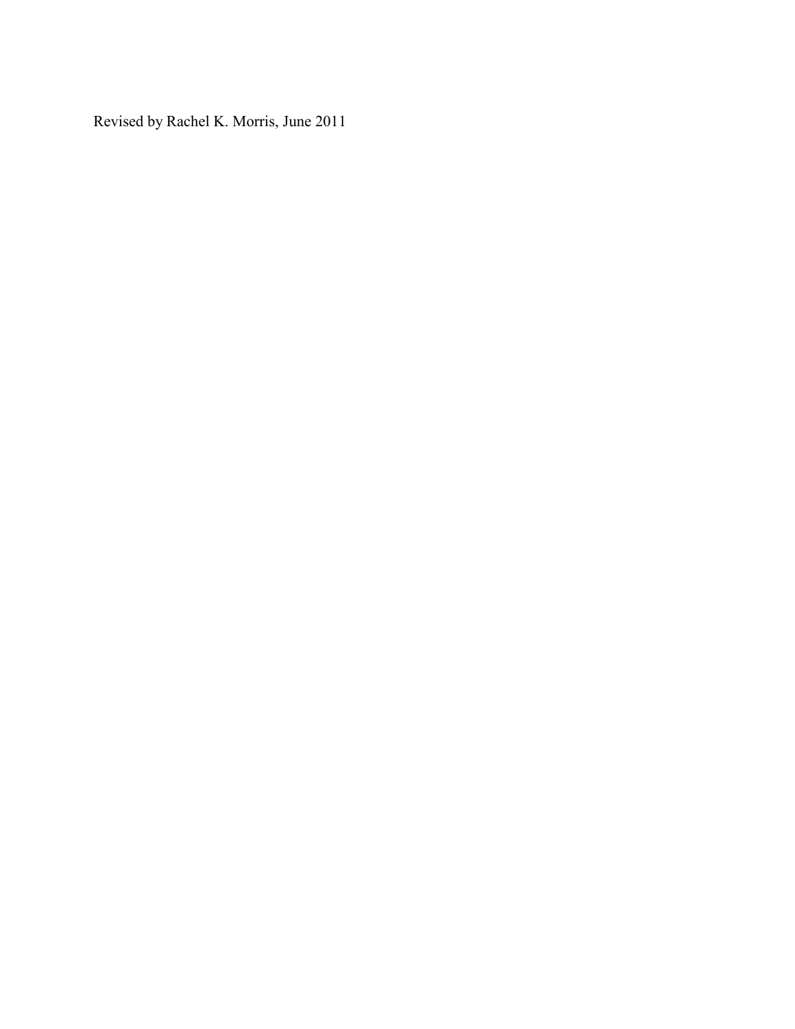Revised by Rachel K. Morris, June 2011